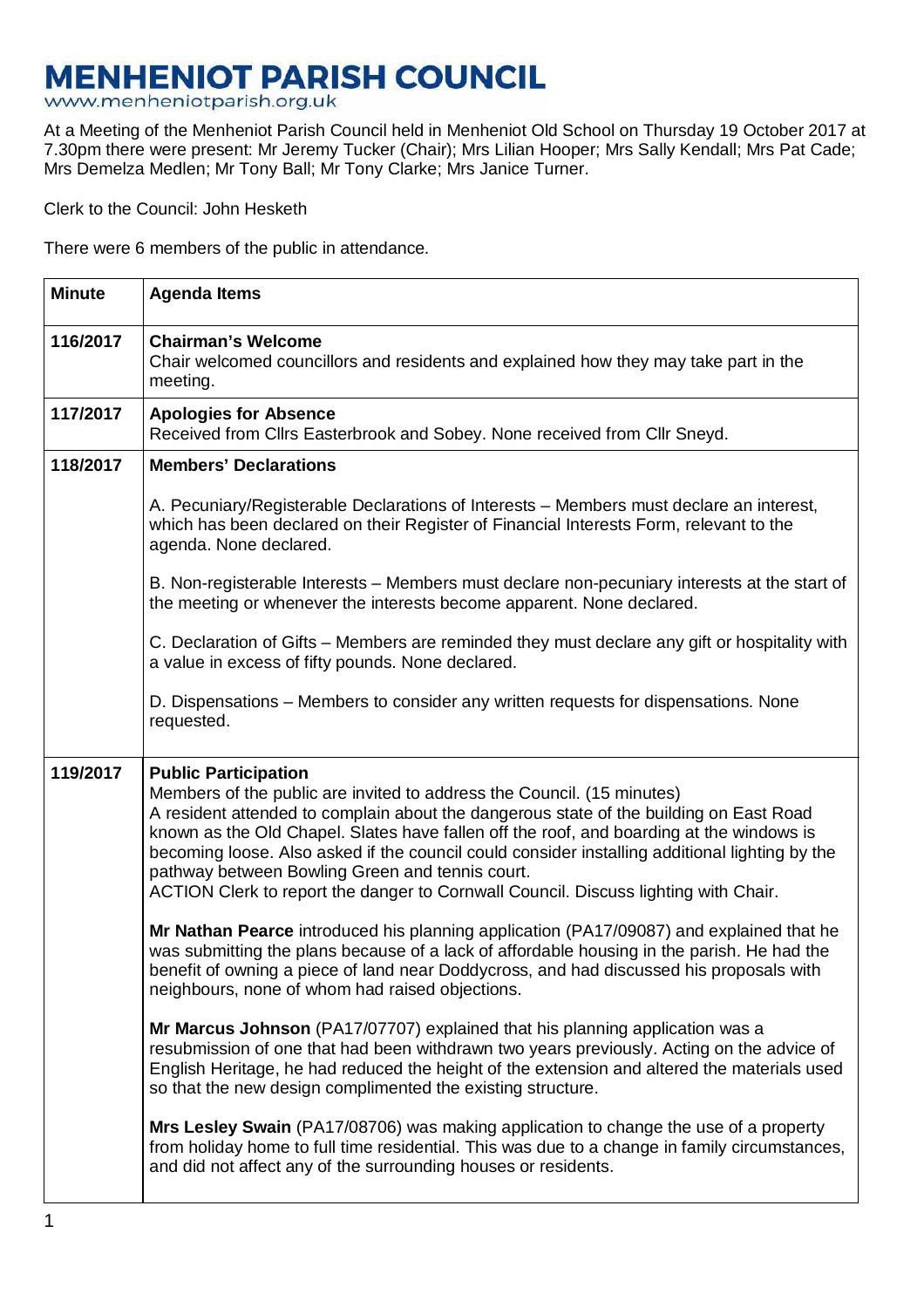# MENHENIOT PARISH COUNCIL

www.menheniotparish.org.uk

At a Meeting of the Menheniot Parish Council held in Menheniot Old School on Thursday 19 October 2017 at 7.30pm there were present: Mr Jeremy Tucker (Chair); Mrs Lilian Hooper; Mrs Sally Kendall; Mrs Pat Cade; Mrs Demelza Medlen; Mr Tony Ball; Mr Tony Clarke; Mrs Janice Turner.

Clerk to the Council: John Hesketh

There were 6 members of the public in attendance.

| Minute | Agenda Items |
|---|---|
| 116/2017 | **Chairman's Welcome**<br>Chair welcomed councillors and residents and explained how they may take part in the meeting. |
| 117/2017 | **Apologies for Absence**<br>Received from Cllrs Easterbrook and Sobey. None received from Cllr Sneyd. |
| 118/2017 | **Members' Declarations**<br><br>A. Pecuniary/Registerable Declarations of Interests – Members must declare an interest, which has been declared on their Register of Financial Interests Form, relevant to the agenda. None declared.<br><br>B. Non-registerable Interests – Members must declare non-pecuniary interests at the start of the meeting or whenever the interests become apparent. None declared.<br><br>C. Declaration of Gifts – Members are reminded they must declare any gift or hospitality with a value in excess of fifty pounds. None declared.<br><br>D. Dispensations – Members to consider any written requests for dispensations. None requested. |
| 119/2017 | **Public Participation**<br>Members of the public are invited to address the Council. (15 minutes)<br>A resident attended to complain about the dangerous state of the building on East Road known as the Old Chapel. Slates have fallen off the roof, and boarding at the windows is becoming loose. Also asked if the council could consider installing additional lighting by the pathway between Bowling Green and tennis court.<br>ACTION Clerk to report the danger to Cornwall Council. Discuss lighting with Chair.<br><br>**Mr Nathan Pearce** introduced his planning application (PA17/09087) and explained that he was submitting the plans because of a lack of affordable housing in the parish. He had the benefit of owning a piece of land near Doddycross, and had discussed his proposals with neighbours, none of whom had raised objections.<br><br>**Mr Marcus Johnson** (PA17/07707) explained that his planning application was a resubmission of one that had been withdrawn two years previously. Acting on the advice of English Heritage, he had reduced the height of the extension and altered the materials used so that the new design complimented the existing structure.<br><br>**Mrs Lesley Swain** (PA17/08706) was making application to change the use of a property from holiday home to full time residential. This was due to a change in family circumstances, and did not affect any of the surrounding houses or residents. |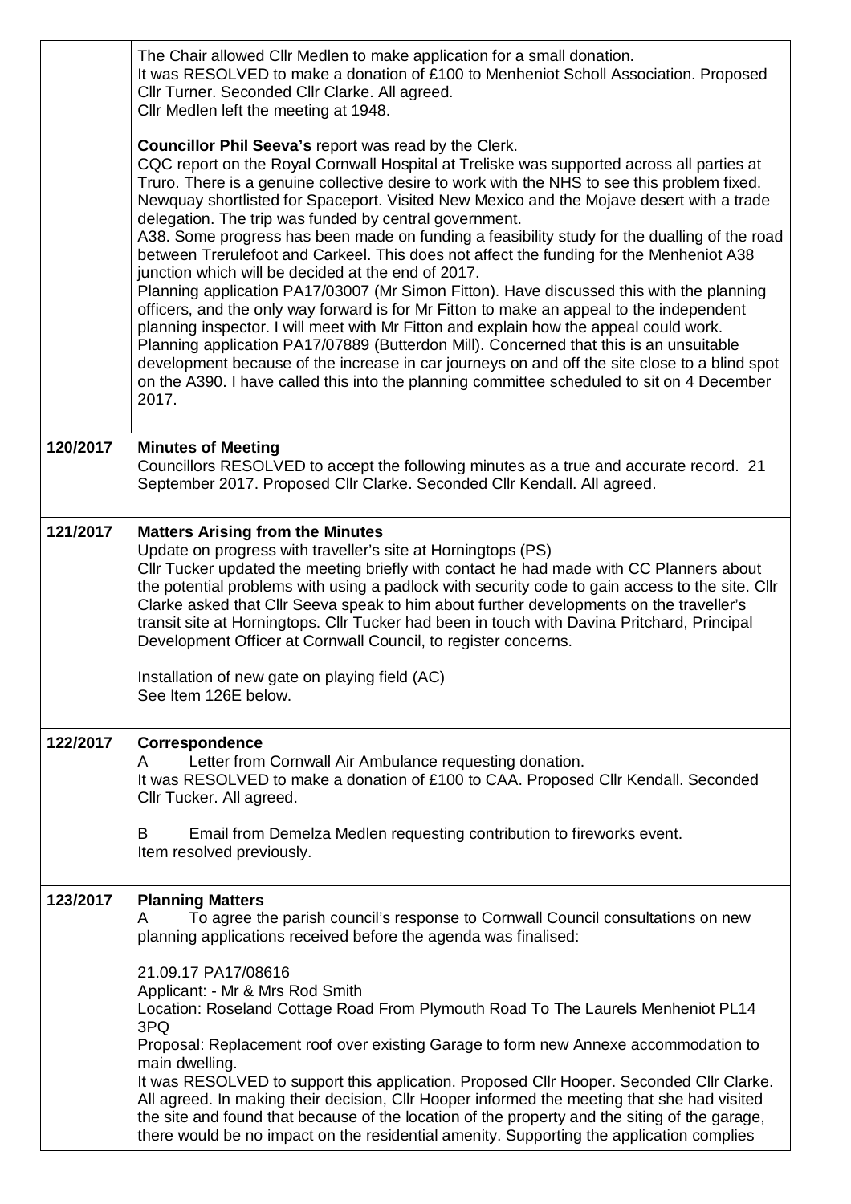| | |
|---|---|
| | The Chair allowed Cllr Medlen to make application for a small donation.<br>It was RESOLVED to make a donation of £100 to Menheniot Scholl Association. Proposed Cllr Turner. Seconded Cllr Clarke. All agreed.<br>Cllr Medlen left the meeting at 1948.<br><br>**Councillor Phil Seeva's** report was read by the Clerk.<br>CQC report on the Royal Cornwall Hospital at Treliske was supported across all parties at Truro. There is a genuine collective desire to work with the NHS to see this problem fixed.<br>Newquay shortlisted for Spaceport. Visited New Mexico and the Mojave desert with a trade delegation. The trip was funded by central government.<br>A38. Some progress has been made on funding a feasibility study for the dualling of the road between Trerulefoot and Carkeel. This does not affect the funding for the Menheniot A38 junction which will be decided at the end of 2017.<br>Planning application PA17/03007 (Mr Simon Fitton). Have discussed this with the planning officers, and the only way forward is for Mr Fitton to make an appeal to the independent planning inspector. I will meet with Mr Fitton and explain how the appeal could work.<br>Planning application PA17/07889 (Butterdon Mill). Concerned that this is an unsuitable development because of the increase in car journeys on and off the site close to a blind spot on the A390. I have called this into the planning committee scheduled to sit on 4 December 2017. |
| **120/2017** | **Minutes of Meeting**<br>Councillors RESOLVED to accept the following minutes as a true and accurate record. 21 September 2017. Proposed Cllr Clarke. Seconded Cllr Kendall. All agreed. |
| **121/2017** | **Matters Arising from the Minutes**<br>Update on progress with traveller's site at Horningtops (PS)<br>Cllr Tucker updated the meeting briefly with contact he had made with CC Planners about the potential problems with using a padlock with security code to gain access to the site. Cllr Clarke asked that Cllr Seeva speak to him about further developments on the traveller's transit site at Horningtops. Cllr Tucker had been in touch with Davina Pritchard, Principal Development Officer at Cornwall Council, to register concerns.<br><br>Installation of new gate on playing field (AC)<br>See Item 126E below. |
| **122/2017** | **Correspondence**<br>A Letter from Cornwall Air Ambulance requesting donation.<br>It was RESOLVED to make a donation of £100 to CAA. Proposed Cllr Kendall. Seconded Cllr Tucker. All agreed.<br><br>B Email from Demelza Medlen requesting contribution to fireworks event.<br>Item resolved previously. |
| **123/2017** | **Planning Matters**<br>A To agree the parish council's response to Cornwall Council consultations on new planning applications received before the agenda was finalised:<br><br>21.09.17 PA17/08616<br>Applicant: - Mr & Mrs Rod Smith<br>Location: Roseland Cottage Road From Plymouth Road To The Laurels Menheniot PL14 3PQ<br>Proposal: Replacement roof over existing Garage to form new Annexe accommodation to main dwelling.<br>It was RESOLVED to support this application. Proposed Cllr Hooper. Seconded Cllr Clarke. All agreed. In making their decision, Cllr Hooper informed the meeting that she had visited the site and found that because of the location of the property and the siting of the garage, there would be no impact on the residential amenity. Supporting the application complies |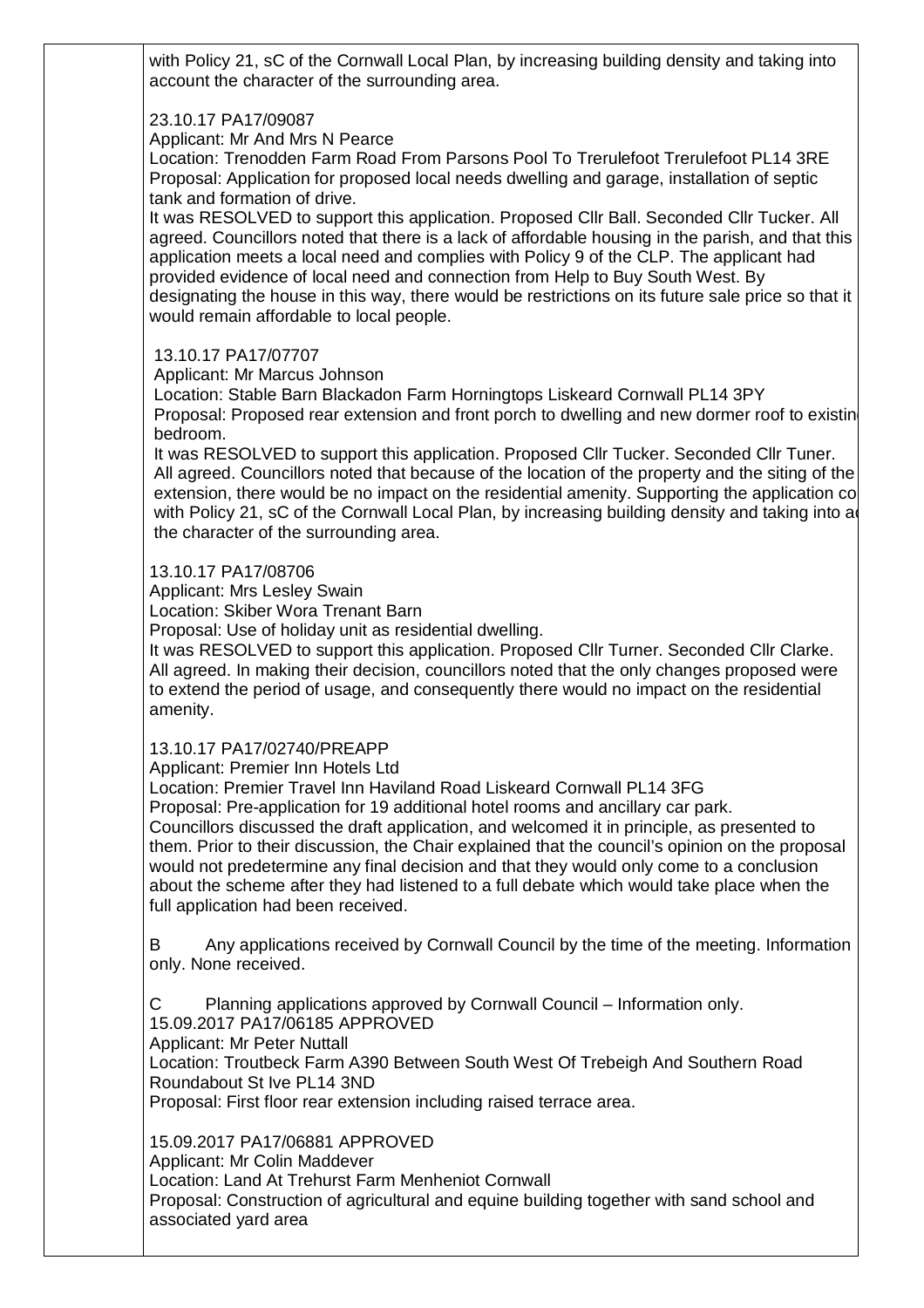with Policy 21, sC of the Cornwall Local Plan, by increasing building density and taking into account the character of the surrounding area.

23.10.17 PA17/09087
Applicant: Mr And Mrs N Pearce
Location: Trenodden Farm Road From Parsons Pool To Trerulefoot Trerulefoot PL14 3RE
Proposal: Application for proposed local needs dwelling and garage, installation of septic tank and formation of drive.
It was RESOLVED to support this application. Proposed Cllr Ball. Seconded Cllr Tucker. All agreed. Councillors noted that there is a lack of affordable housing in the parish, and that this application meets a local need and complies with Policy 9 of the CLP. The applicant had provided evidence of local need and connection from Help to Buy South West. By designating the house in this way, there would be restrictions on its future sale price so that it would remain affordable to local people.

13.10.17 PA17/07707
Applicant: Mr Marcus Johnson
Location: Stable Barn Blackadon Farm Horningtops Liskeard Cornwall PL14 3PY
Proposal: Proposed rear extension and front porch to dwelling and new dormer roof to existin bedroom.
It was RESOLVED to support this application. Proposed Cllr Tucker. Seconded Cllr Tuner. All agreed. Councillors noted that because of the location of the property and the siting of the extension, there would be no impact on the residential amenity. Supporting the application co with Policy 21, sC of the Cornwall Local Plan, by increasing building density and taking into a the character of the surrounding area.

13.10.17 PA17/08706
Applicant: Mrs Lesley Swain
Location: Skiber Wora Trenant Barn
Proposal: Use of holiday unit as residential dwelling.
It was RESOLVED to support this application. Proposed Cllr Turner. Seconded Cllr Clarke. All agreed. In making their decision, councillors noted that the only changes proposed were to extend the period of usage, and consequently there would no impact on the residential amenity.

13.10.17 PA17/02740/PREAPP
Applicant: Premier Inn Hotels Ltd
Location: Premier Travel Inn Haviland Road Liskeard Cornwall PL14 3FG
Proposal: Pre-application for 19 additional hotel rooms and ancillary car park.
Councillors discussed the draft application, and welcomed it in principle, as presented to them. Prior to their discussion, the Chair explained that the council's opinion on the proposal would not predetermine any final decision and that they would only come to a conclusion about the scheme after they had listened to a full debate which would take place when the full application had been received.

B Any applications received by Cornwall Council by the time of the meeting. Information only. None received.

C Planning applications approved by Cornwall Council – Information only.
15.09.2017 PA17/06185 APPROVED
Applicant: Mr Peter Nuttall
Location: Troutbeck Farm A390 Between South West Of Trebeigh And Southern Road Roundabout St Ive PL14 3ND
Proposal: First floor rear extension including raised terrace area.

15.09.2017 PA17/06881 APPROVED
Applicant: Mr Colin Maddever
Location: Land At Trehurst Farm Menheniot Cornwall
Proposal: Construction of agricultural and equine building together with sand school and associated yard area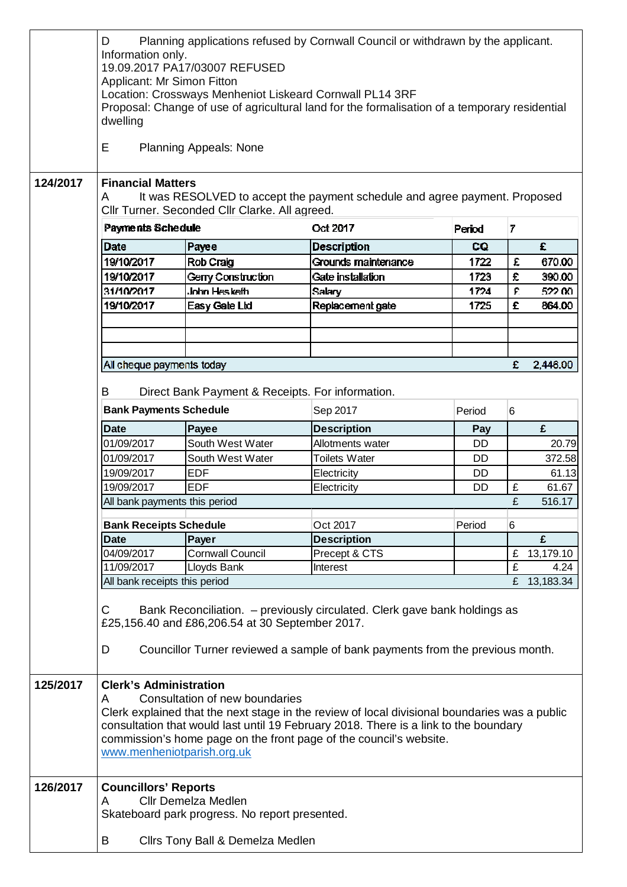D Planning applications refused by Cornwall Council or withdrawn by the applicant. Information only.
19.09.2017 PA17/03007 REFUSED
Applicant: Mr Simon Fitton
Location: Crossways Menheniot Liskeard Cornwall PL14 3RF
Proposal: Change of use of agricultural land for the formalisation of a temporary residential dwelling

E Planning Appeals: None

**124/2017**

**Financial Matters**

A It was RESOLVED to accept the payment schedule and agree payment. Proposed Cllr Turner. Seconded Cllr Clarke. All agreed.

| Payments Schedule | | Oct 2017 | Period | 7 |
|---|---|---|---|---|
| **Date** | **Payee** | **Description** | **CQ** | **£** |
| 19/10/2017 | Rob Craig | Grounds maintenance | 1722 | £ 670.00 |
| 19/10/2017 | Gerry Construction | Gate installation | 1723 | £ 390.00 |
| 31/10/2017 | John Hesketh | Salary | 1724 | £ 522.00 |
| 19/10/2017 | Easy Gate Ltd | Replacement gate | 1725 | £ 864.00 |
| | | | | |
| | | | | |
| | | | | |
| All cheque payments today | | | | £ 2,446.00 |

B Direct Bank Payment & Receipts. For information.

| Bank Payments Schedule | | Sep 2017 | Period | 6 |
|---|---|---|---|---|
| **Date** | **Payee** | **Description** | **Pay** | **£** |
| 01/09/2017 | South West Water | Allotments water | DD | 20.79 |
| 01/09/2017 | South West Water | Toilets Water | DD | 372.58 |
| 19/09/2017 | EDF | Electricity | DD | 61.13 |
| 19/09/2017 | EDF | Electricity | DD | £ 61.67 |
| All bank payments this period | | | | £ 516.17 |

| Bank Receipts Schedule | | Oct 2017 | Period | 6 |
|---|---|---|---|---|
| **Date** | **Payer** | **Description** | | **£** |
| 04/09/2017 | Cornwall Council | Precept & CTS | | £ 13,179.10 |
| 11/09/2017 | Lloyds Bank | Interest | | £ 4.24 |
| All bank receipts this period | | | | £ 13,183.34 |

C Bank Reconciliation. – previously circulated. Clerk gave bank holdings as £25,156.40 and £86,206.54 at 30 September 2017.

D Councillor Turner reviewed a sample of bank payments from the previous month.

**125/2017**

**Clerk's Administration**

A Consultation of new boundaries
Clerk explained that the next stage in the review of local divisional boundaries was a public consultation that would last until 19 February 2018. There is a link to the boundary commission's home page on the front page of the council's website.
www.menheniotparish.org.uk

**126/2017**

**Councillors' Reports**

A Cllr Demelza Medlen
Skateboard park progress. No report presented.

B Cllrs Tony Ball & Demelza Medlen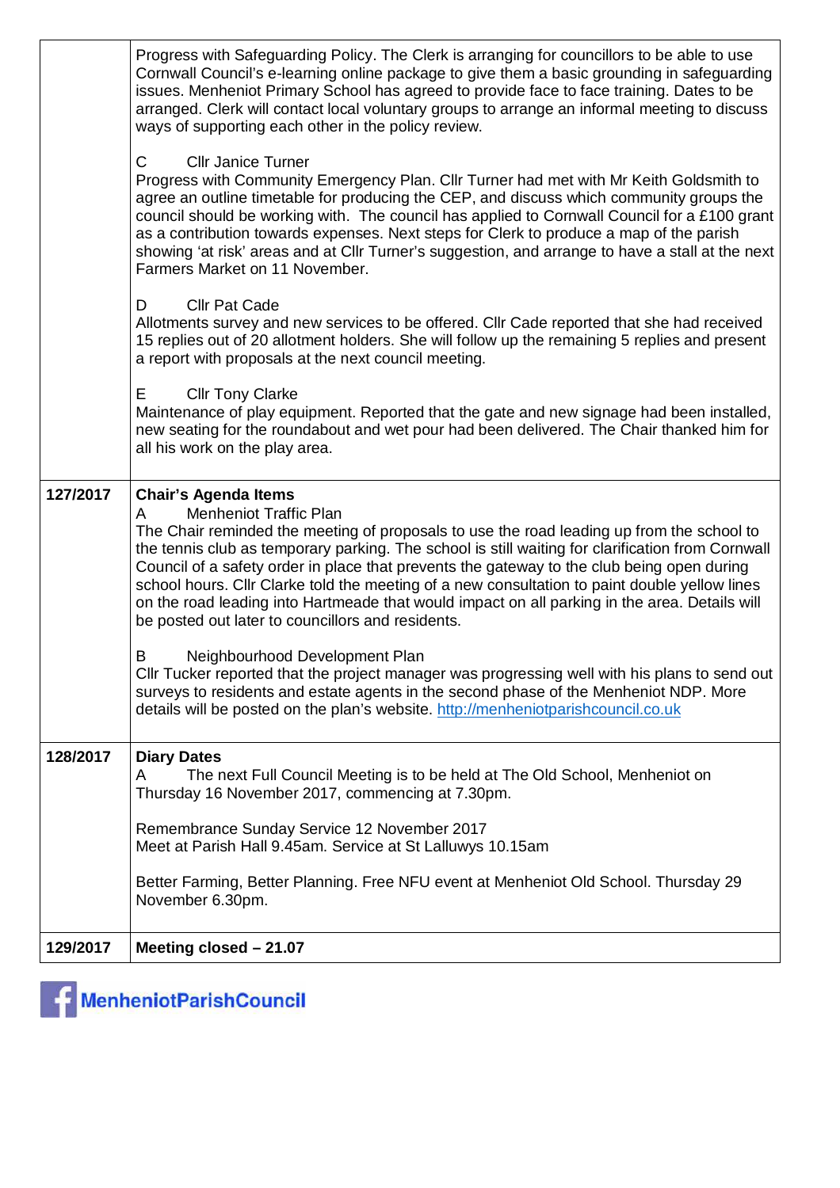| | |
|---|---|
| | Progress with Safeguarding Policy. The Clerk is arranging for councillors to be able to use Cornwall Council's e-learning online package to give them a basic grounding in safeguarding issues. Menheniot Primary School has agreed to provide face to face training. Dates to be arranged. Clerk will contact local voluntary groups to arrange an informal meeting to discuss ways of supporting each other in the policy review.<br><br>C Cllr Janice Turner<br>Progress with Community Emergency Plan. Cllr Turner had met with Mr Keith Goldsmith to agree an outline timetable for producing the CEP, and discuss which community groups the council should be working with. The council has applied to Cornwall Council for a £100 grant as a contribution towards expenses. Next steps for Clerk to produce a map of the parish showing 'at risk' areas and at Cllr Turner's suggestion, and arrange to have a stall at the next Farmers Market on 11 November.<br><br>D Cllr Pat Cade<br>Allotments survey and new services to be offered. Cllr Cade reported that she had received 15 replies out of 20 allotment holders. She will follow up the remaining 5 replies and present a report with proposals at the next council meeting.<br><br>E Cllr Tony Clarke<br>Maintenance of play equipment. Reported that the gate and new signage had been installed, new seating for the roundabout and wet pour had been delivered. The Chair thanked him for all his work on the play area. |
| **127/2017** | **Chair's Agenda Items**<br>A Menheniot Traffic Plan<br>The Chair reminded the meeting of proposals to use the road leading up from the school to the tennis club as temporary parking. The school is still waiting for clarification from Cornwall Council of a safety order in place that prevents the gateway to the club being open during school hours. Cllr Clarke told the meeting of a new consultation to paint double yellow lines on the road leading into Hartmeade that would impact on all parking in the area. Details will be posted out later to councillors and residents.<br><br>B Neighbourhood Development Plan<br>Cllr Tucker reported that the project manager was progressing well with his plans to send out surveys to residents and estate agents in the second phase of the Menheniot NDP. More details will be posted on the plan's website. http://menheniotparishcouncil.co.uk |
| **128/2017** | **Diary Dates**<br>A The next Full Council Meeting is to be held at The Old School, Menheniot on Thursday 16 November 2017, commencing at 7.30pm.<br><br>Remembrance Sunday Service 12 November 2017<br>Meet at Parish Hall 9.45am. Service at St Lalluwys 10.15am<br><br>Better Farming, Better Planning. Free NFU event at Menheniot Old School. Thursday 29 November 6.30pm. |
| **129/2017** | **Meeting closed – 21.07** |

MenheniotParishCouncil